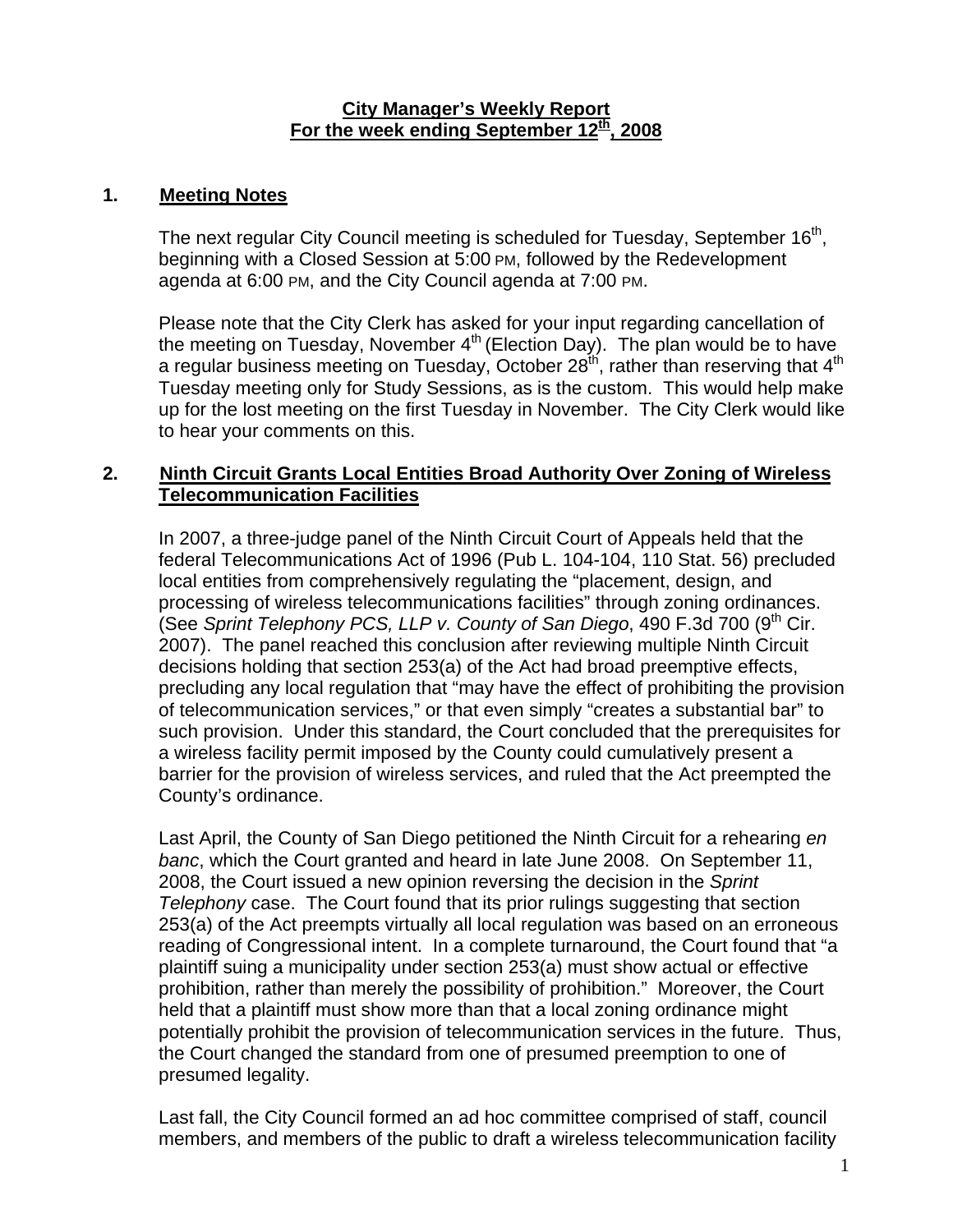**City Manager's Weekly Report**
**For the week ending September 12th, 2008**

## 1. Meeting Notes

The next regular City Council meeting is scheduled for Tuesday, September 16th, beginning with a Closed Session at 5:00 PM, followed by the Redevelopment agenda at 6:00 PM, and the City Council agenda at 7:00 PM.

Please note that the City Clerk has asked for your input regarding cancellation of the meeting on Tuesday, November 4th (Election Day). The plan would be to have a regular business meeting on Tuesday, October 28th, rather than reserving that 4th Tuesday meeting only for Study Sessions, as is the custom. This would help make up for the lost meeting on the first Tuesday in November. The City Clerk would like to hear your comments on this.

## 2. Ninth Circuit Grants Local Entities Broad Authority Over Zoning of Wireless Telecommunication Facilities

In 2007, a three-judge panel of the Ninth Circuit Court of Appeals held that the federal Telecommunications Act of 1996 (Pub L. 104-104, 110 Stat. 56) precluded local entities from comprehensively regulating the "placement, design, and processing of wireless telecommunications facilities" through zoning ordinances. (See *Sprint Telephony PCS, LLP v. County of San Diego*, 490 F.3d 700 (9th Cir. 2007). The panel reached this conclusion after reviewing multiple Ninth Circuit decisions holding that section 253(a) of the Act had broad preemptive effects, precluding any local regulation that "may have the effect of prohibiting the provision of telecommunication services," or that even simply "creates a substantial bar" to such provision. Under this standard, the Court concluded that the prerequisites for a wireless facility permit imposed by the County could cumulatively present a barrier for the provision of wireless services, and ruled that the Act preempted the County's ordinance.

Last April, the County of San Diego petitioned the Ninth Circuit for a rehearing *en banc*, which the Court granted and heard in late June 2008. On September 11, 2008, the Court issued a new opinion reversing the decision in the *Sprint Telephony* case. The Court found that its prior rulings suggesting that section 253(a) of the Act preempts virtually all local regulation was based on an erroneous reading of Congressional intent. In a complete turnaround, the Court found that "a plaintiff suing a municipality under section 253(a) must show actual or effective prohibition, rather than merely the possibility of prohibition." Moreover, the Court held that a plaintiff must show more than that a local zoning ordinance might potentially prohibit the provision of telecommunication services in the future. Thus, the Court changed the standard from one of presumed preemption to one of presumed legality.

Last fall, the City Council formed an ad hoc committee comprised of staff, council members, and members of the public to draft a wireless telecommunication facility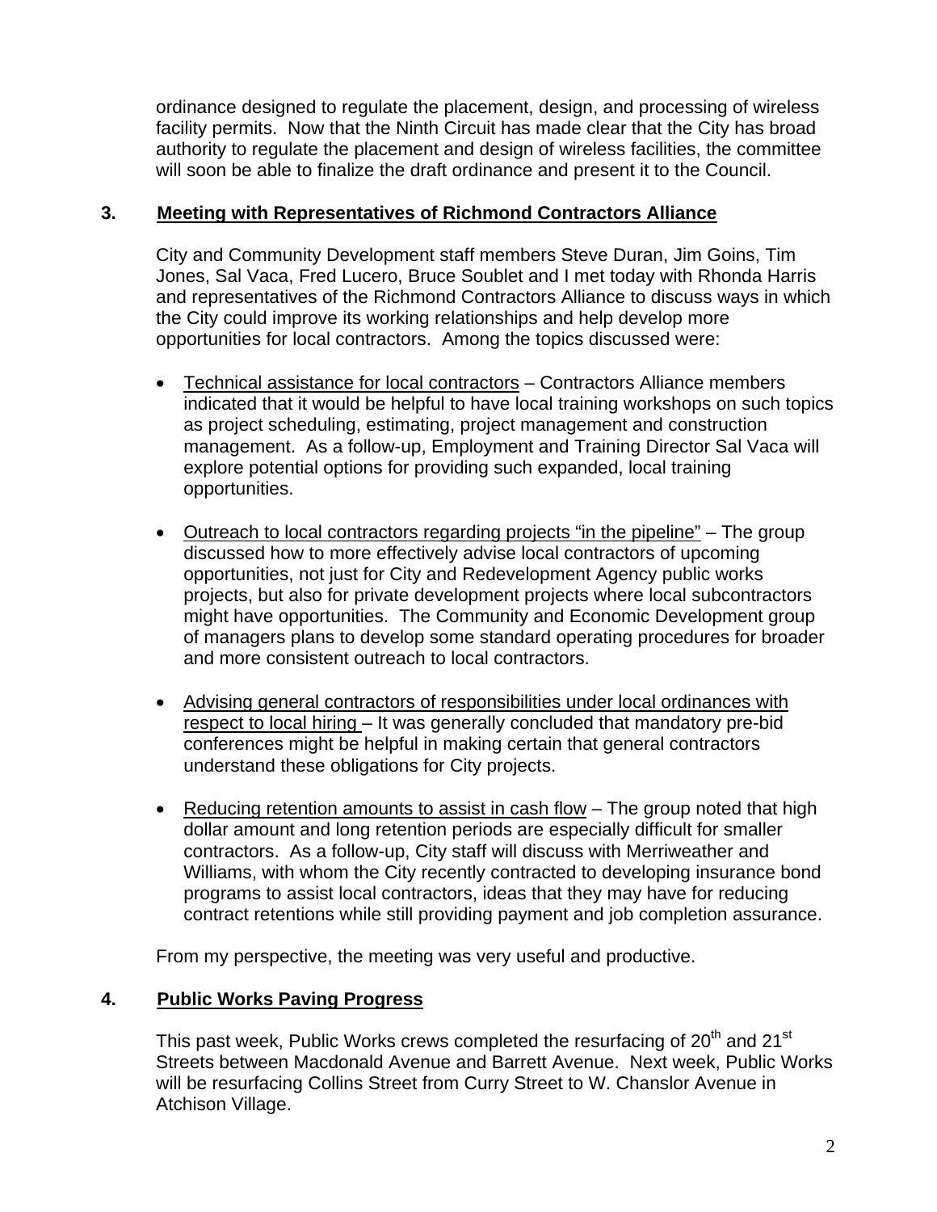ordinance designed to regulate the placement, design, and processing of wireless facility permits. Now that the Ninth Circuit has made clear that the City has broad authority to regulate the placement and design of wireless facilities, the committee will soon be able to finalize the draft ordinance and present it to the Council.

## 3. Meeting with Representatives of Richmond Contractors Alliance

City and Community Development staff members Steve Duran, Jim Goins, Tim Jones, Sal Vaca, Fred Lucero, Bruce Soublet and I met today with Rhonda Harris and representatives of the Richmond Contractors Alliance to discuss ways in which the City could improve its working relationships and help develop more opportunities for local contractors. Among the topics discussed were:

- Technical assistance for local contractors – Contractors Alliance members indicated that it would be helpful to have local training workshops on such topics as project scheduling, estimating, project management and construction management. As a follow-up, Employment and Training Director Sal Vaca will explore potential options for providing such expanded, local training opportunities.

- Outreach to local contractors regarding projects "in the pipeline" – The group discussed how to more effectively advise local contractors of upcoming opportunities, not just for City and Redevelopment Agency public works projects, but also for private development projects where local subcontractors might have opportunities. The Community and Economic Development group of managers plans to develop some standard operating procedures for broader and more consistent outreach to local contractors.

- Advising general contractors of responsibilities under local ordinances with respect to local hiring – It was generally concluded that mandatory pre-bid conferences might be helpful in making certain that general contractors understand these obligations for City projects.

- Reducing retention amounts to assist in cash flow – The group noted that high dollar amount and long retention periods are especially difficult for smaller contractors. As a follow-up, City staff will discuss with Merriweather and Williams, with whom the City recently contracted to developing insurance bond programs to assist local contractors, ideas that they may have for reducing contract retentions while still providing payment and job completion assurance.

From my perspective, the meeting was very useful and productive.

## 4. Public Works Paving Progress

This past week, Public Works crews completed the resurfacing of 20th and 21st Streets between Macdonald Avenue and Barrett Avenue. Next week, Public Works will be resurfacing Collins Street from Curry Street to W. Chanslor Avenue in Atchison Village.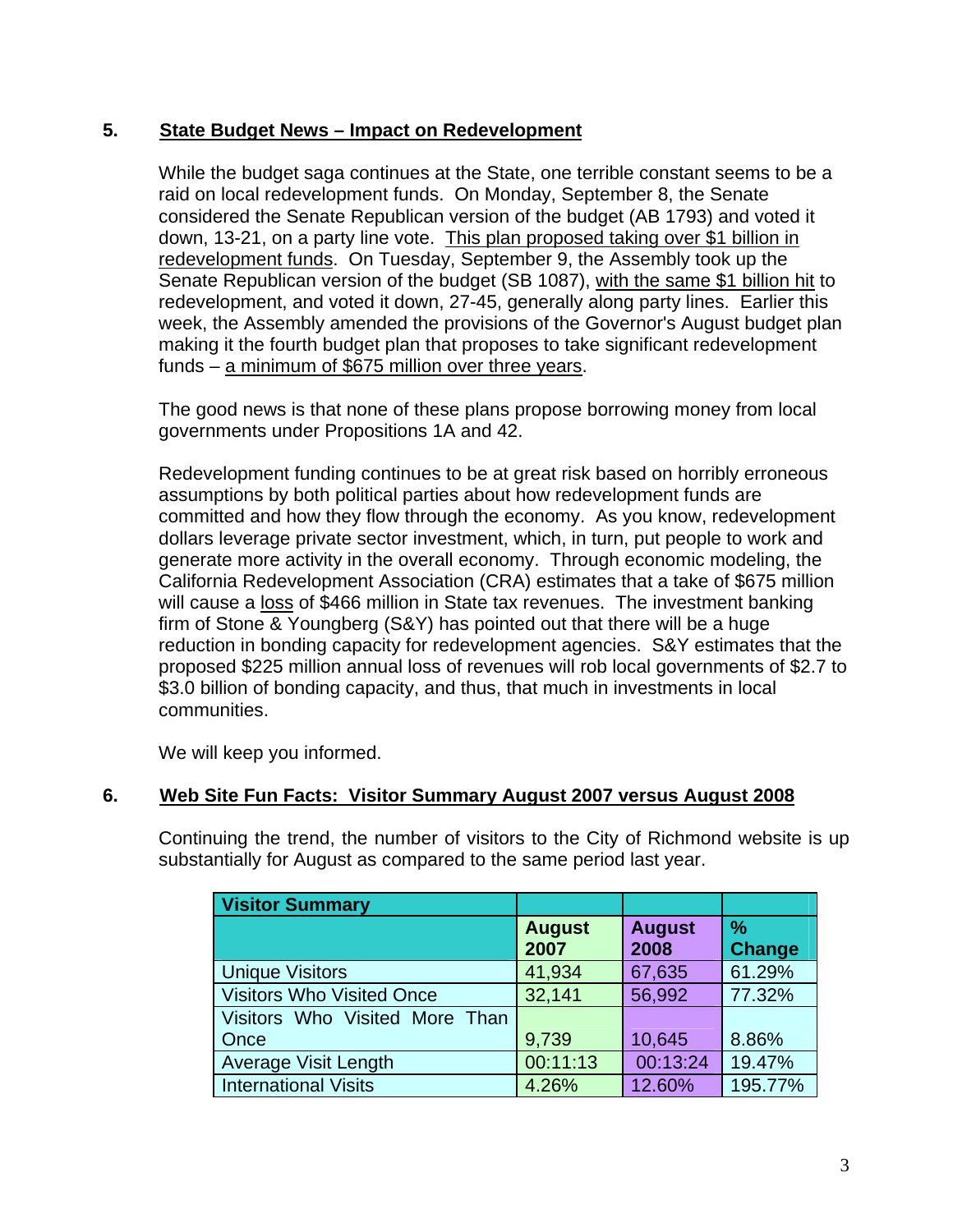## 5. State Budget News – Impact on Redevelopment

While the budget saga continues at the State, one terrible constant seems to be a raid on local redevelopment funds. On Monday, September 8, the Senate considered the Senate Republican version of the budget (AB 1793) and voted it down, 13-21, on a party line vote. This plan proposed taking over $1 billion in redevelopment funds. On Tuesday, September 9, the Assembly took up the Senate Republican version of the budget (SB 1087), with the same $1 billion hit to redevelopment, and voted it down, 27-45, generally along party lines. Earlier this week, the Assembly amended the provisions of the Governor's August budget plan making it the fourth budget plan that proposes to take significant redevelopment funds – a minimum of $675 million over three years.

The good news is that none of these plans propose borrowing money from local governments under Propositions 1A and 42.

Redevelopment funding continues to be at great risk based on horribly erroneous assumptions by both political parties about how redevelopment funds are committed and how they flow through the economy. As you know, redevelopment dollars leverage private sector investment, which, in turn, put people to work and generate more activity in the overall economy. Through economic modeling, the California Redevelopment Association (CRA) estimates that a take of $675 million will cause a loss of $466 million in State tax revenues. The investment banking firm of Stone & Youngberg (S&Y) has pointed out that there will be a huge reduction in bonding capacity for redevelopment agencies. S&Y estimates that the proposed $225 million annual loss of revenues will rob local governments of $2.7 to $3.0 billion of bonding capacity, and thus, that much in investments in local communities.

We will keep you informed.

## 6. Web Site Fun Facts: Visitor Summary August 2007 versus August 2008

Continuing the trend, the number of visitors to the City of Richmond website is up substantially for August as compared to the same period last year.

| Visitor Summary | | | |
|---|---|---|---|
| | **August 2007** | **August 2008** | **% Change** |
| Unique Visitors | 41,934 | 67,635 | 61.29% |
| Visitors Who Visited Once | 32,141 | 56,992 | 77.32% |
| Visitors Who Visited More Than Once | 9,739 | 10,645 | 8.86% |
| Average Visit Length | 00:11:13 | 00:13:24 | 19.47% |
| International Visits | 4.26% | 12.60% | 195.77% |